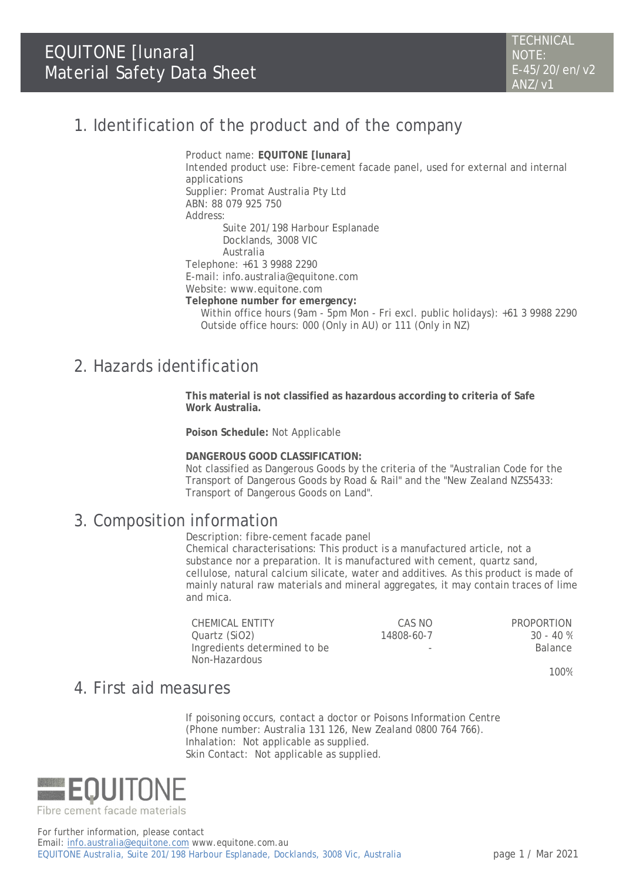# EQUITONE [lunara]
# Material Safety Data Sheet

TECHNICAL NOTE: E-45/20/en/v2 ANZ/v1

## 1. Identification of the product and of the company

Product name: **EQUITONE [lunara]**
Intended product use: Fibre-cement facade panel, used for external and internal applications
Supplier: Promat Australia Pty Ltd
ABN: 88 079 925 750
Address:
Suite 201/198 Harbour Esplanade
Docklands, 3008 VIC
Australia
Telephone: +61 3 9988 2290
E-mail: info.australia@equitone.com
Website: www.equitone.com
**Telephone number for emergency:**
Within office hours (9am - 5pm Mon - Fri excl. public holidays): +61 3 9988 2290
Outside office hours: 000 (Only in AU) or 111 (Only in NZ)

## 2. Hazards identification

**This material is not classified as hazardous according to criteria of Safe Work Australia.**

**Poison Schedule:** Not Applicable

**DANGEROUS GOOD CLASSIFICATION:**
Not classified as Dangerous Goods by the criteria of the "Australian Code for the Transport of Dangerous Goods by Road & Rail" and the "New Zealand NZS5433: Transport of Dangerous Goods on Land".

## 3. Composition information

Description: fibre-cement facade panel
Chemical characterisations: This product is a manufactured article, not a substance nor a preparation. It is manufactured with cement, quartz sand, cellulose, natural calcium silicate, water and additives. As this product is made of mainly natural raw materials and mineral aggregates, it may contain traces of lime and mica.

| CHEMICAL ENTITY | CAS NO | PROPORTION |
|---|---|---|
| Quartz ($SiO_2$) | 14808-60-7 | 30 - 40 % |
| Ingredients determined to be Non-Hazardous | - | Balance |
| | | 100% |

## 4. First aid measures

If poisoning occurs, contact a doctor or Poisons Information Centre (Phone number: Australia 131 126, New Zealand 0800 764 766).
Inhalation: Not applicable as supplied.
Skin Contact: Not applicable as supplied.

EQUITONE
Fibre cement facade materials

For further information, please contact
Email: info.australia@equitone.com www.equitone.com.au
EQUITONE Australia, Suite 201/198 Harbour Esplanade, Docklands, 3008 Vic, Australia

Mar 2021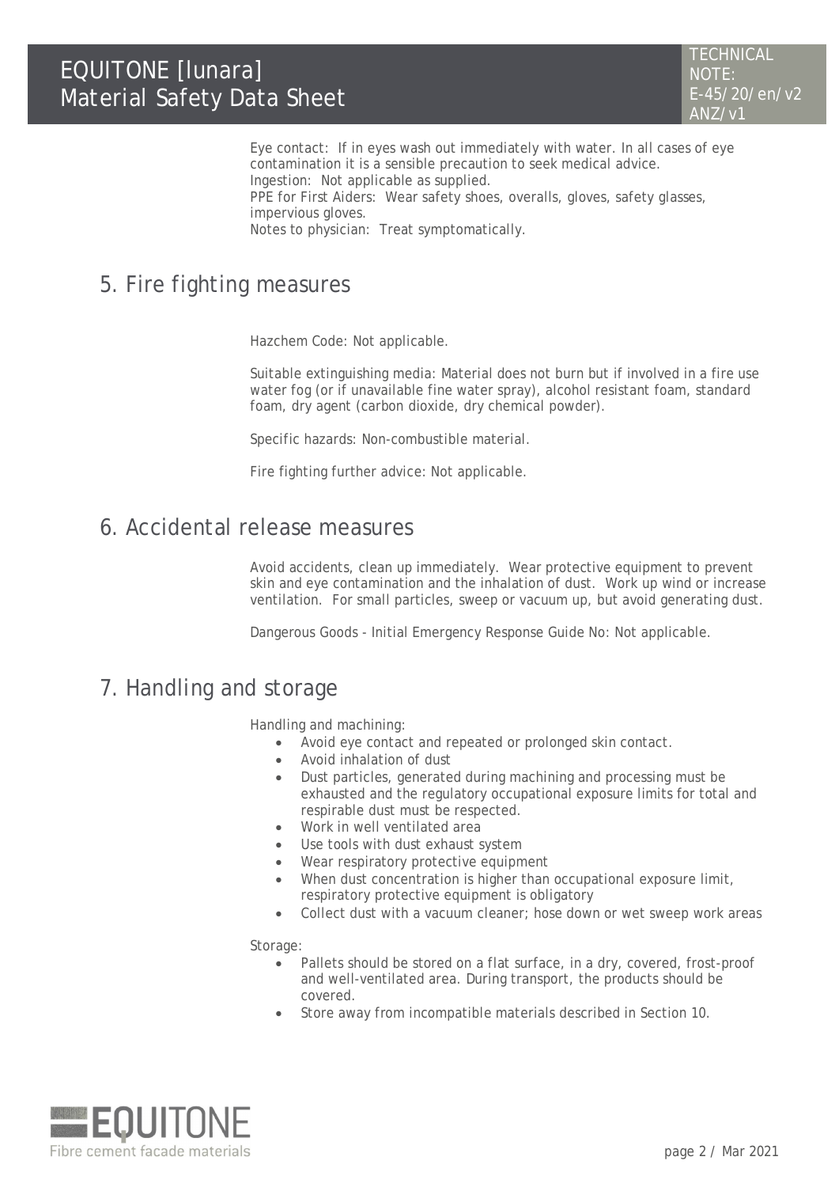Eye contact: If in eyes wash out immediately with water. In all cases of eye contamination it is a sensible precaution to seek medical advice.
Ingestion: Not applicable as supplied.
PPE for First Aiders: Wear safety shoes, overalls, gloves, safety glasses, impervious gloves.
Notes to physician: Treat symptomatically.

## 5. Fire fighting measures

Hazchem Code: Not applicable.

Suitable extinguishing media: Material does not burn but if involved in a fire use water fog (or if unavailable fine water spray), alcohol resistant foam, standard foam, dry agent (carbon dioxide, dry chemical powder).

Specific hazards: Non-combustible material.

Fire fighting further advice: Not applicable.

## 6. Accidental release measures

Avoid accidents, clean up immediately. Wear protective equipment to prevent skin and eye contamination and the inhalation of dust. Work up wind or increase ventilation. For small particles, sweep or vacuum up, but avoid generating dust.

Dangerous Goods - Initial Emergency Response Guide No: Not applicable.

## 7. Handling and storage

Handling and machining:

- Avoid eye contact and repeated or prolonged skin contact.
- Avoid inhalation of dust
- Dust particles, generated during machining and processing must be exhausted and the regulatory occupational exposure limits for total and respirable dust must be respected.
- Work in well ventilated area
- Use tools with dust exhaust system
- Wear respiratory protective equipment
- When dust concentration is higher than occupational exposure limit, respiratory protective equipment is obligatory
- Collect dust with a vacuum cleaner; hose down or wet sweep work areas

Storage:

- Pallets should be stored on a flat surface, in a dry, covered, frost-proof and well-ventilated area. During transport, the products should be covered.
- Store away from incompatible materials described in Section 10.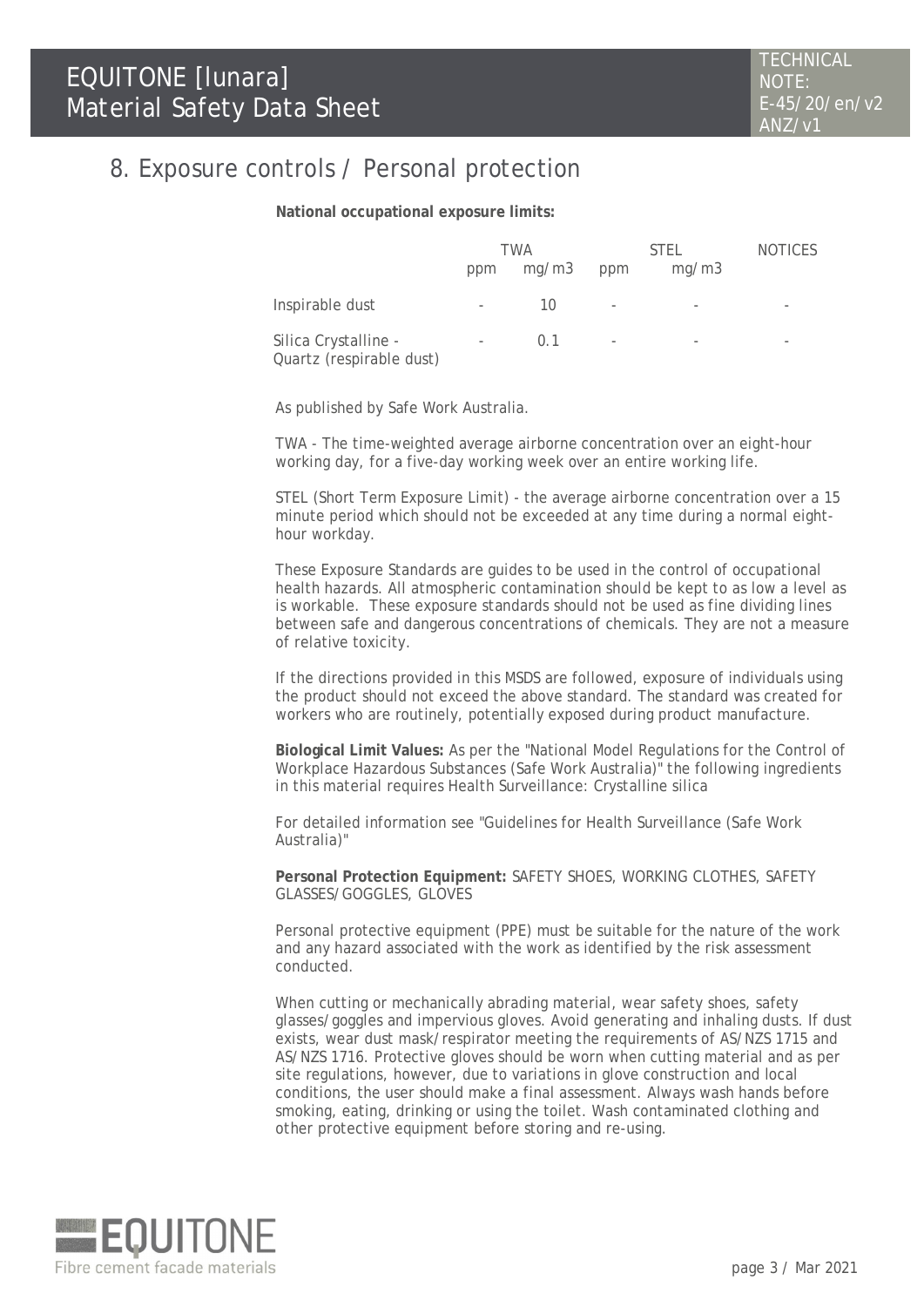## 8. Exposure controls / Personal protection

**National occupational exposure limits:**

| | TWA | | STEL | | NOTICES |
|---|---|---|---|---|---|
| | ppm | mg/m3 | ppm | mg/m3 | |
| Inspirable dust | - | 10 | - | - | - |
| Silica Crystalline - Quartz (respirable dust) | - | 0.1 | - | - | - |

As published by Safe Work Australia.

TWA - The time-weighted average airborne concentration over an eight-hour working day, for a five-day working week over an entire working life.

STEL (Short Term Exposure Limit) - the average airborne concentration over a 15 minute period which should not be exceeded at any time during a normal eight-hour workday.

These Exposure Standards are guides to be used in the control of occupational health hazards. All atmospheric contamination should be kept to as low a level as is workable. These exposure standards should not be used as fine dividing lines between safe and dangerous concentrations of chemicals. They are not a measure of relative toxicity.

If the directions provided in this MSDS are followed, exposure of individuals using the product should not exceed the above standard. The standard was created for workers who are routinely, potentially exposed during product manufacture.

**Biological Limit Values:** As per the "National Model Regulations for the Control of Workplace Hazardous Substances (Safe Work Australia)" the following ingredients in this material requires Health Surveillance: Crystalline silica

For detailed information see "Guidelines for Health Surveillance (Safe Work Australia)"

**Personal Protection Equipment:** SAFETY SHOES, WORKING CLOTHES, SAFETY GLASSES/GOGGLES, GLOVES

Personal protective equipment (PPE) must be suitable for the nature of the work and any hazard associated with the work as identified by the risk assessment conducted.

When cutting or mechanically abrading material, wear safety shoes, safety glasses/goggles and impervious gloves. Avoid generating and inhaling dusts. If dust exists, wear dust mask/respirator meeting the requirements of AS/NZS 1715 and AS/NZS 1716. Protective gloves should be worn when cutting material and as per site regulations, however, due to variations in glove construction and local conditions, the user should make a final assessment. Always wash hands before smoking, eating, drinking or using the toilet. Wash contaminated clothing and other protective equipment before storing and re-using.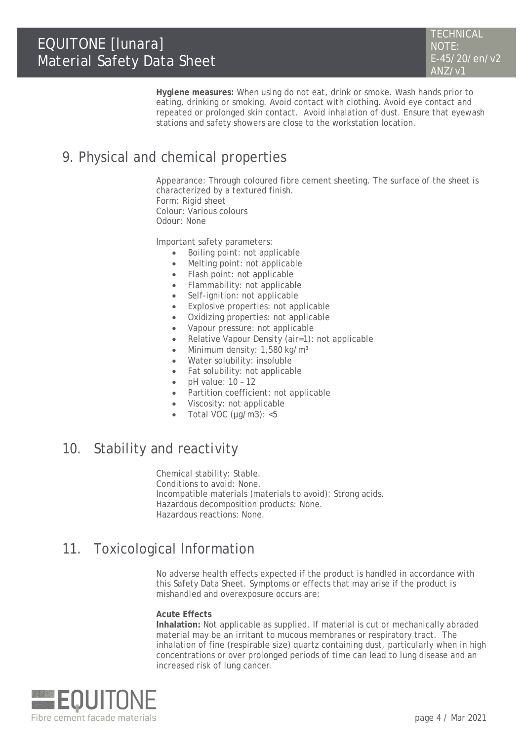**Hygiene measures:** When using do not eat, drink or smoke. Wash hands prior to eating, drinking or smoking. Avoid contact with clothing. Avoid eye contact and repeated or prolonged skin contact. Avoid inhalation of dust. Ensure that eyewash stations and safety showers are close to the workstation location.

# 9. Physical and chemical properties

Appearance: Through coloured fibre cement sheeting. The surface of the sheet is characterized by a textured finish.
Form: Rigid sheet
Colour: Various colours
Odour: None

Important safety parameters:

- Boiling point: not applicable
- Melting point: not applicable
- Flash point: not applicable
- Flammability: not applicable
- Self-ignition: not applicable
- Explosive properties: not applicable
- Oxidizing properties: not applicable
- Vapour pressure: not applicable
- Relative Vapour Density (air=1): not applicable
- Minimum density: 1,580 kg/m³
- Water solubility: insoluble
- Fat solubility: not applicable
- pH value: 10 – 12
- Partition coefficient: not applicable
- Viscosity: not applicable
- Total VOC (µg/m3): <5

# 10. Stability and reactivity

Chemical stability: Stable.
Conditions to avoid: None.
Incompatible materials (materials to avoid): Strong acids.
Hazardous decomposition products: None.
Hazardous reactions: None.

# 11. Toxicological Information

No adverse health effects expected if the product is handled in accordance with this Safety Data Sheet. Symptoms or effects that may arise if the product is mishandled and overexposure occurs are:

**Acute Effects**
**Inhalation:** Not applicable as supplied. If material is cut or mechanically abraded material may be an irritant to mucous membranes or respiratory tract. The inhalation of fine (respirable size) quartz containing dust, particularly when in high concentrations or over prolonged periods of time can lead to lung disease and an increased risk of lung cancer.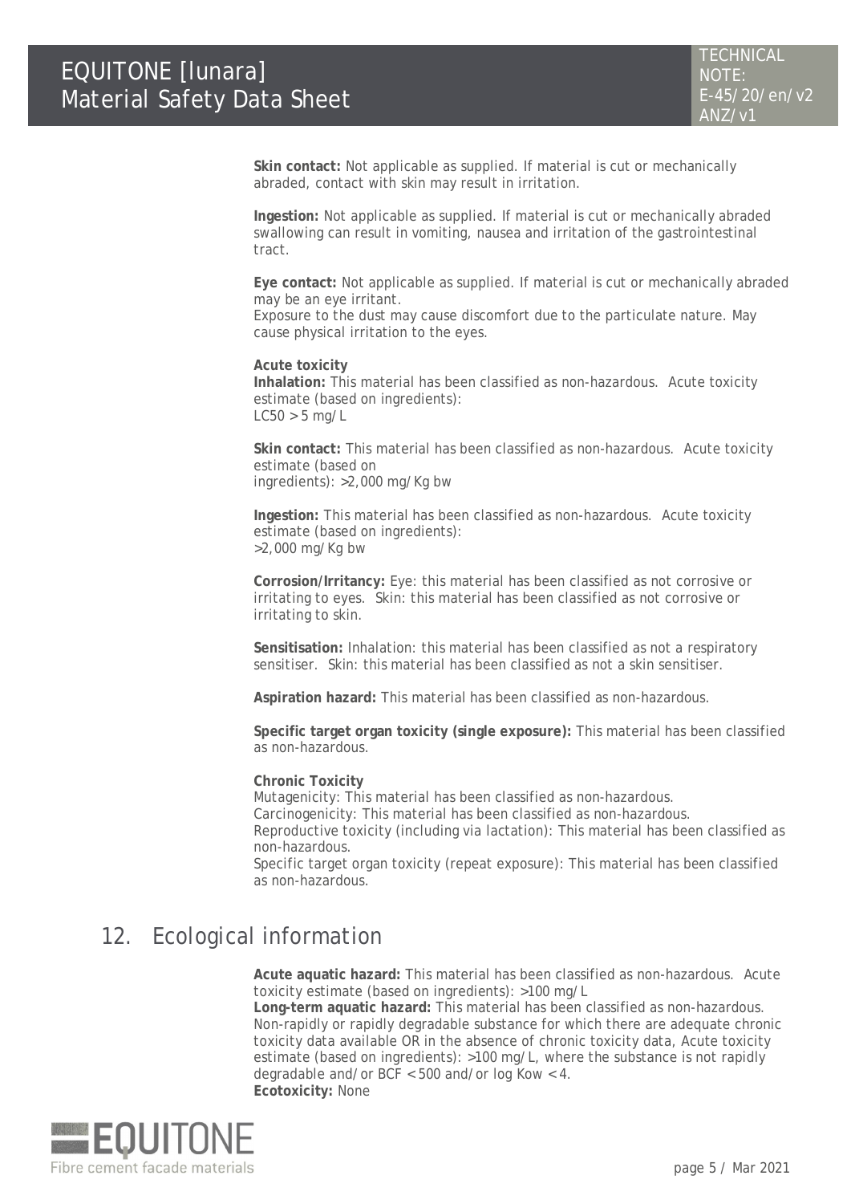**Skin contact:** Not applicable as supplied. If material is cut or mechanically abraded, contact with skin may result in irritation.

**Ingestion:** Not applicable as supplied. If material is cut or mechanically abraded swallowing can result in vomiting, nausea and irritation of the gastrointestinal tract.

**Eye contact:** Not applicable as supplied. If material is cut or mechanically abraded may be an eye irritant.
Exposure to the dust may cause discomfort due to the particulate nature. May cause physical irritation to the eyes.

**Acute toxicity**
**Inhalation:** This material has been classified as non-hazardous. Acute toxicity estimate (based on ingredients):
$LC50 > 5$ mg/L

**Skin contact:** This material has been classified as non-hazardous. Acute toxicity estimate (based on ingredients): >2,000 mg/Kg bw

**Ingestion:** This material has been classified as non-hazardous. Acute toxicity estimate (based on ingredients):
>2,000 mg/Kg bw

**Corrosion/Irritancy:** Eye: this material has been classified as not corrosive or irritating to eyes. Skin: this material has been classified as not corrosive or irritating to skin.

**Sensitisation:** Inhalation: this material has been classified as not a respiratory sensitiser. Skin: this material has been classified as not a skin sensitiser.

**Aspiration hazard:** This material has been classified as non-hazardous.

**Specific target organ toxicity (single exposure):** This material has been classified as non-hazardous.

**Chronic Toxicity**
Mutagenicity: This material has been classified as non-hazardous.
Carcinogenicity: This material has been classified as non-hazardous.
Reproductive toxicity (including via lactation): This material has been classified as non-hazardous.
Specific target organ toxicity (repeat exposure): This material has been classified as non-hazardous.

## 12. Ecological information

**Acute aquatic hazard:** This material has been classified as non-hazardous. Acute toxicity estimate (based on ingredients): >100 mg/L
**Long-term aquatic hazard:** This material has been classified as non-hazardous. Non-rapidly or rapidly degradable substance for which there are adequate chronic toxicity data available OR in the absence of chronic toxicity data, Acute toxicity estimate (based on ingredients): >100 mg/L, where the substance is not rapidly degradable and/or $BCF < 500$ and/or $\log K_{ow} < 4$.
**Ecotoxicity:** None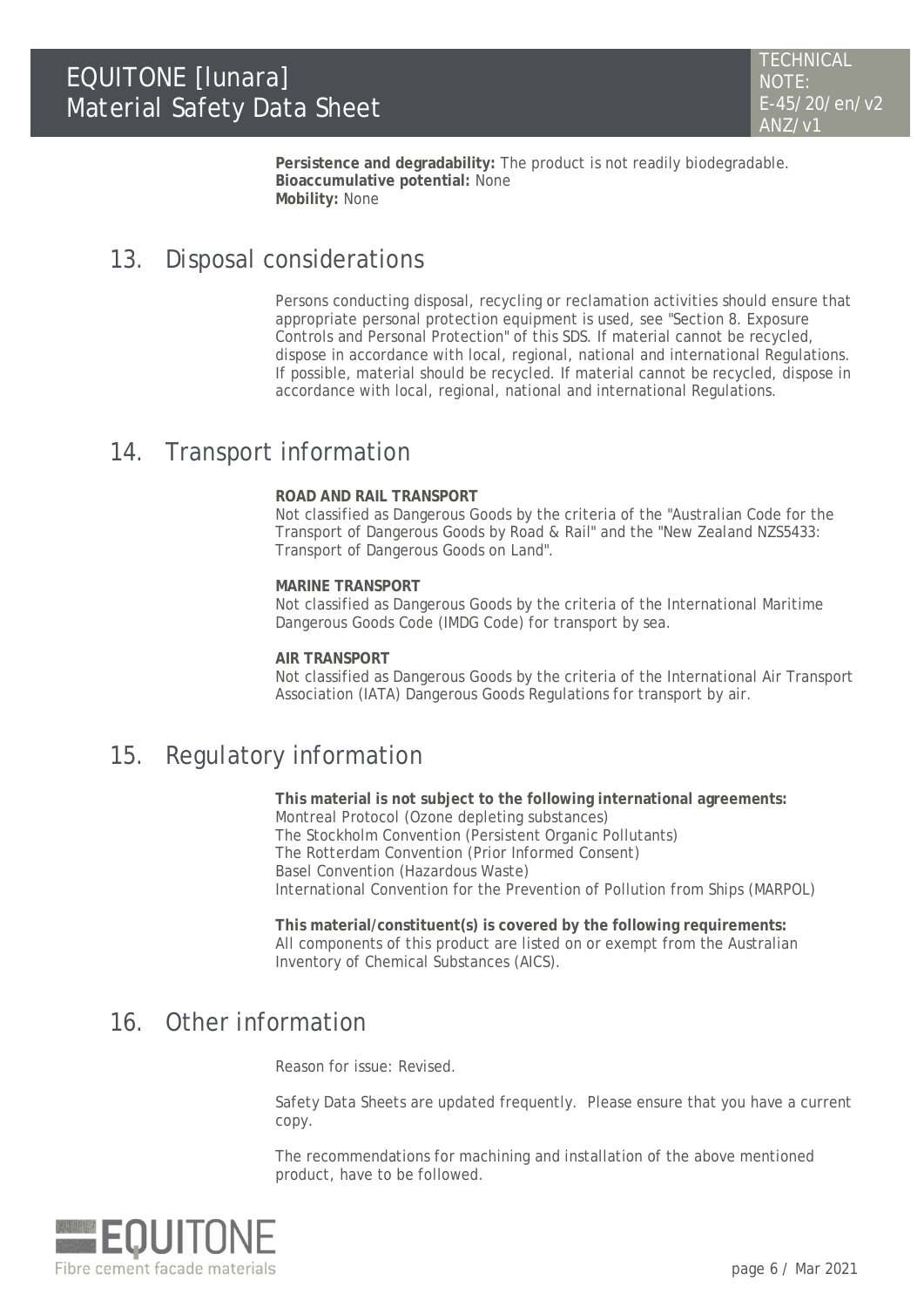**Persistence and degradability:** The product is not readily biodegradable.
**Bioaccumulative potential:** None
**Mobility:** None

## 13. Disposal considerations

Persons conducting disposal, recycling or reclamation activities should ensure that appropriate personal protection equipment is used, see "Section 8. Exposure Controls and Personal Protection" of this SDS. If material cannot be recycled, dispose in accordance with local, regional, national and international Regulations. If possible, material should be recycled. If material cannot be recycled, dispose in accordance with local, regional, national and international Regulations.

## 14. Transport information

**ROAD AND RAIL TRANSPORT**
Not classified as Dangerous Goods by the criteria of the "Australian Code for the Transport of Dangerous Goods by Road & Rail" and the "New Zealand NZS5433: Transport of Dangerous Goods on Land".

**MARINE TRANSPORT**
Not classified as Dangerous Goods by the criteria of the International Maritime Dangerous Goods Code (IMDG Code) for transport by sea.

**AIR TRANSPORT**
Not classified as Dangerous Goods by the criteria of the International Air Transport Association (IATA) Dangerous Goods Regulations for transport by air.

## 15. Regulatory information

**This material is not subject to the following international agreements:**
Montreal Protocol (Ozone depleting substances)
The Stockholm Convention (Persistent Organic Pollutants)
The Rotterdam Convention (Prior Informed Consent)
Basel Convention (Hazardous Waste)
International Convention for the Prevention of Pollution from Ships (MARPOL)

**This material/constituent(s) is covered by the following requirements:**
All components of this product are listed on or exempt from the Australian Inventory of Chemical Substances (AICS).

## 16. Other information

Reason for issue: Revised.

Safety Data Sheets are updated frequently. Please ensure that you have a current copy.

The recommendations for machining and installation of the above mentioned product, have to be followed.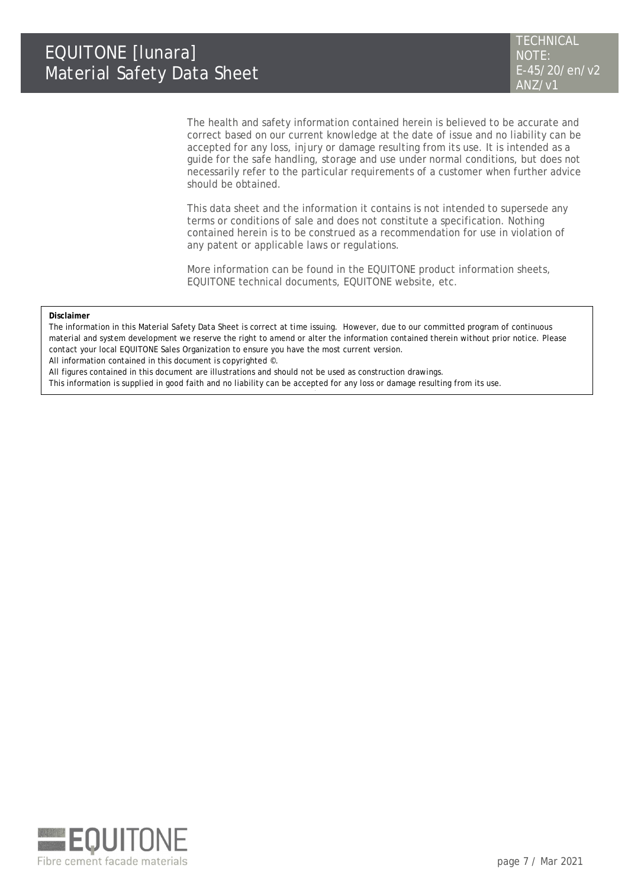The health and safety information contained herein is believed to be accurate and correct based on our current knowledge at the date of issue and no liability can be accepted for any loss, injury or damage resulting from its use. It is intended as a guide for the safe handling, storage and use under normal conditions, but does not necessarily refer to the particular requirements of a customer when further advice should be obtained.

This data sheet and the information it contains is not intended to supersede any terms or conditions of sale and does not constitute a specification. Nothing contained herein is to be construed as a recommendation for use in violation of any patent or applicable laws or regulations.

More information can be found in the EQUITONE product information sheets, EQUITONE technical documents, EQUITONE website, etc.

**Disclaimer**

The information in this Material Safety Data Sheet is correct at time issuing. However, due to our committed program of continuous material and system development we reserve the right to amend or alter the information contained therein without prior notice. Please contact your local EQUITONE Sales Organization to ensure you have the most current version.

All information contained in this document is copyrighted ©.

All figures contained in this document are illustrations and should not be used as construction drawings.

This information is supplied in good faith and no liability can be accepted for any loss or damage resulting from its use.